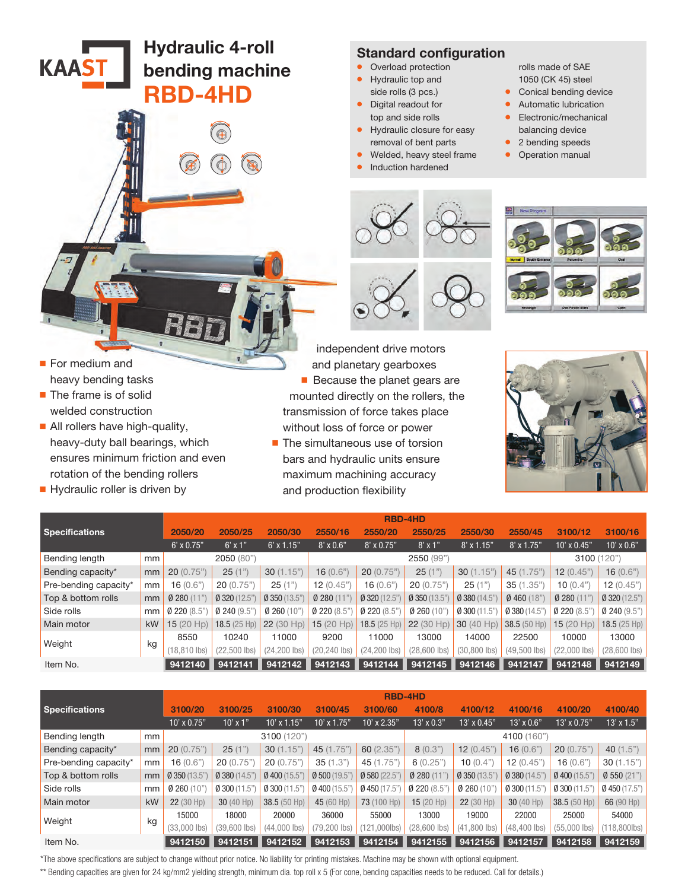# KAAST

# Hydraulic 4-roll bending machine RBD-4HD

## Standard configuration

- Overload protection
- Hydraulic top and side rolls (3 pcs.)
- Digital readout for top and side rolls
- Hydraulic closure for easy removal of bent parts
- Welded, heavy steel frame
- Induction hardened rolls made of SAE 1050 (CK 45) steel
- Conical bending device
- Automatic lubrication
- Electronic/mechanical balancing device
- 2 bending speeds
- Operation manual

- For medium and heavy bending tasks
- The frame is of solid welded construction
- All rollers have high-quality, heavy-duty ball bearings, which ensures minimum friction and even rotation of the bending rollers
- Hydraulic roller is driven by independent drive motors and planetary gearboxes
- Because the planet gears are mounted directly on the rollers, the transmission of force takes place without loss of force or power
- The simultaneous use of torsion bars and hydraulic units ensure maximum machining accuracy and production flexibility

| Specifications | | RBD-4HD | | | | | | | | | |
|---|---|---|---|---|---|---|---|---|---|---|---|
| | | 2050/20 | 2050/25 | 2050/30 | 2550/16 | 2550/20 | 2550/25 | 2550/30 | 2550/45 | 3100/12 | 3100/16 |
| | | 6' x 0.75" | 6' x 1" | 6' x 1.15" | 8' x 0.6" | 8' x 0.75" | 8' x 1" | 8' x 1.15" | 8' x 1.75" | 10' x 0.45" | 10' x 0.6" |
| Bending length | mm | 2050 (80") | | | 2550 (99") | | | | | 3100 (120") | |
| Bending capacity* | mm | 20 (0.75") | 25 (1") | 30 (1.15") | 16 (0.6") | 20 (0.75") | 25 (1") | 30 (1.15") | 45 (1.75") | 12 (0.45") | 16 (0.6") |
| Pre-bending capacity* | mm | 16 (0.6") | 20 (0.75") | 25 (1") | 12 (0.45") | 16 (0.6") | 20 (0.75") | 25 (1") | 35 (1.35") | 10 (0.4") | 12 (0.45") |
| Top & bottom rolls | mm | Ø 280 (11") | Ø 320 (12.5") | Ø 350 (13.5") | Ø 280 (11") | Ø 320 (12.5") | Ø 350 (13.5") | Ø 380 (14.5") | Ø 460 (18") | Ø 280 (11") | Ø 320 (12.5") |
| Side rolls | mm | Ø 220 (8.5") | Ø 240 (9.5") | Ø 260 (10") | Ø 220 (8.5") | Ø 220 (8.5") | Ø 260 (10") | Ø 300 (11.5") | Ø 380 (14.5") | Ø 220 (8.5") | Ø 240 (9.5") |
| Main motor | kW | 15 (20 Hp) | 18.5 (25 Hp) | 22 (30 Hp) | 15 (20 Hp) | 18.5 (25 Hp) | 22 (30 Hp) | 30 (40 Hp) | 38.5 (50 Hp) | 15 (20 Hp) | 18.5 (25 Hp) |
| Weight | kg | 8550 (18,810 lbs) | 10240 (22,500 lbs) | 11000 (24,200 lbs) | 9200 (20,240 lbs) | 11000 (24,200 lbs) | 13000 (28,600 lbs) | 14000 (30,800 lbs) | 22500 (49,500 lbs) | 10000 (22,000 lbs) | 13000 (28,600 lbs) |
| Item No. | | 9412140 | 9412141 | 9412142 | 9412143 | 9412144 | 9412145 | 9412146 | 9412147 | 9412148 | 9412149 |

| Specifications | | RBD-4HD | | | | | | | | | |
|---|---|---|---|---|---|---|---|---|---|---|---|
| | | 3100/20 | 3100/25 | 3100/30 | 3100/45 | 3100/60 | 4100/8 | 4100/12 | 4100/16 | 4100/20 | 4100/40 |
| | | 10' x 0.75" | 10' x 1" | 10' x 1.15" | 10' x 1.75" | 10' x 2.35" | 13' x 0.3" | 13' x 0.45" | 13' x 0.6" | 13' x 0.75" | 13' x 1.5" |
| Bending length | mm | 3100 (120") | | | | | 4100 (160") | | | | |
| Bending capacity* | mm | 20 (0.75") | 25 (1") | 30 (1.15") | 45 (1.75") | 60 (2.35") | 8 (0.3") | 12 (0.45") | 16 (0.6") | 20 (0.75") | 40 (1.5") |
| Pre-bending capacity* | mm | 16 (0.6") | 20 (0.75") | 20 (0.75") | 35 (1.3") | 45 (1.75") | 6 (0.25") | 10 (0.4") | 12 (0.45") | 16 (0.6") | 30 (1.15") |
| Top & bottom rolls | mm | Ø 350 (13.5") | Ø 380 (14.5") | Ø 400 (15.5") | Ø 500 (19.5") | Ø 580 (22.5") | Ø 280 (11") | Ø 350 (13.5") | Ø 380 (14.5") | Ø 400 (15.5") | Ø 550 (21") |
| Side rolls | mm | Ø 260 (10") | Ø 300 (11.5") | Ø 300 (11.5") | Ø 400 (15.5") | Ø 450 (17.5") | Ø 220 (8.5") | Ø 260 (10") | Ø 300 (11.5") | Ø 300 (11.5") | Ø 450 (17.5") |
| Main motor | kW | 22 (30 Hp) | 30 (40 Hp) | 38.5 (50 Hp) | 45 (60 Hp) | 73 (100 Hp) | 15 (20 Hp) | 22 (30 Hp) | 30 (40 Hp) | 38.5 (50 Hp) | 66 (90 Hp) |
| Weight | kg | 15000 (33,000 lbs) | 18000 (39,600 lbs) | 20000 (44,000 lbs) | 36000 (79,200 lbs) | 55000 (121,000lbs) | 13000 (28,600 lbs) | 19000 (41,800 lbs) | 22000 (48,400 lbs) | 25000 (55,000 lbs) | 54000 (118,800lbs) |
| Item No. | | 9412150 | 9412151 | 9412152 | 9412153 | 9412154 | 9412155 | 9412156 | 9412157 | 9412158 | 9412159 |

*The above specifications are subject to change without prior notice. No liability for printing mistakes. Machine may be shown with optional equipment.

** Bending capacities are given for 24 kg/mm2 yielding strength, minimum dia. top roll x 5 (For cone, bending capacities needs to be reduced. Call for details.)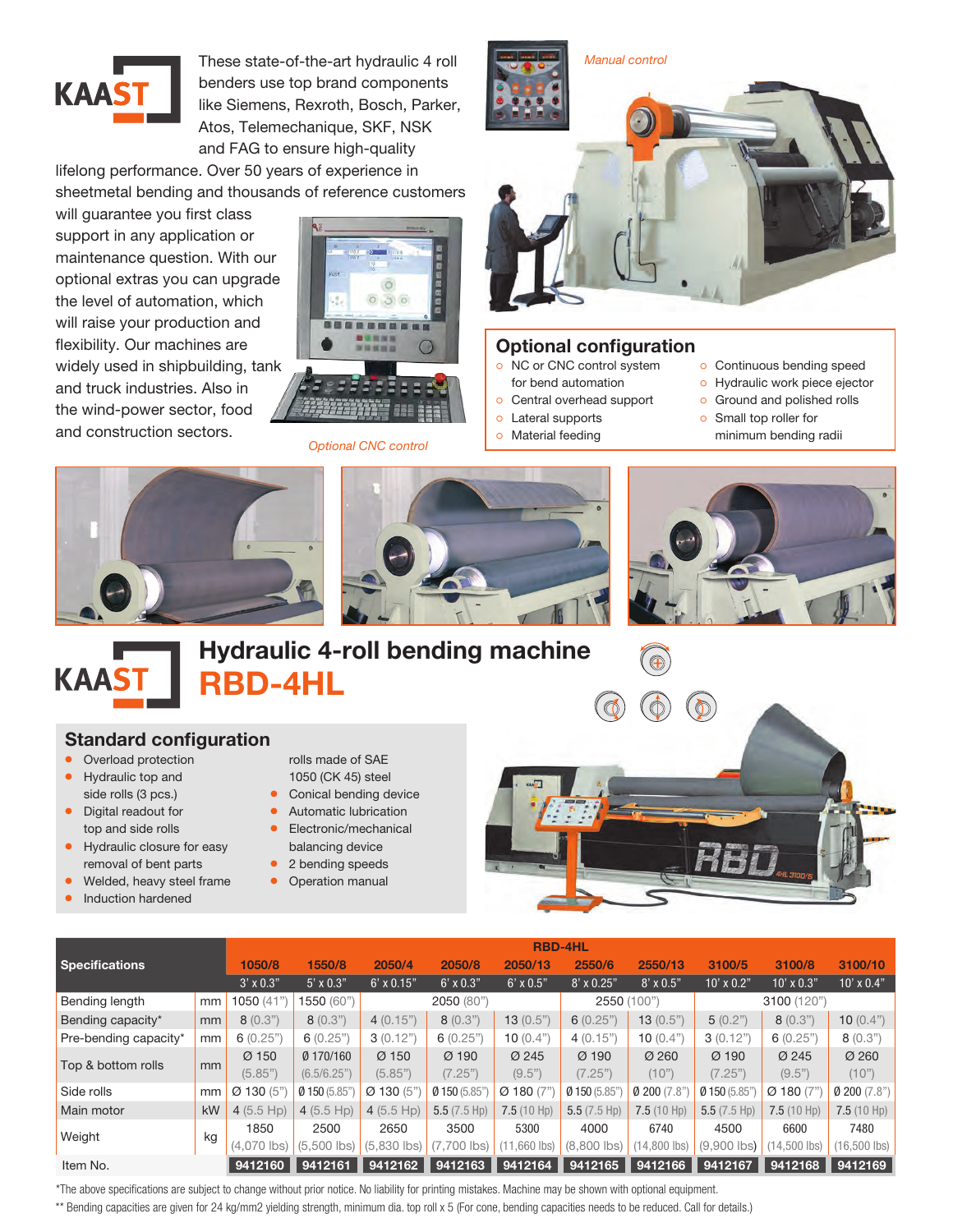KAAST

These state-of-the-art hydraulic 4 roll benders use top brand components like Siemens, Rexroth, Bosch, Parker, Atos, Telemechanique, SKF, NSK and FAG to ensure high-quality lifelong performance. Over 50 years of experience in sheetmetal bending and thousands of reference customers will guarantee you first class support in any application or maintenance question. With our optional extras you can upgrade the level of automation, which will raise your production and flexibility. Our machines are widely used in shipbuilding, tank and truck industries. Also in the wind-power sector, food and construction sectors.

*Optional CNC control*

*Manual control*

## Optional configuration

- NC or CNC control system for bend automation
- Central overhead support
- Lateral supports
- Material feeding
- Continuous bending speed
- Hydraulic work piece ejector
- Ground and polished rolls
- Small top roller for minimum bending radii

# Hydraulic 4-roll bending machine
# RBD-4HL

## Standard configuration

- Overload protection
- Hydraulic top and side rolls (3 pcs.)
- Digital readout for top and side rolls
- Hydraulic closure for easy removal of bent parts
- Welded, heavy steel frame
- Induction hardened rolls made of SAE 1050 (CK 45) steel
- Conical bending device
- Automatic lubrication
- Electronic/mechanical balancing device
- 2 bending speeds
- Operation manual

| Specifications | | RBD-4HL | | | | | | | | | |
|---|---|---|---|---|---|---|---|---|---|---|---|
| | | 1050/8 | 1550/8 | 2050/4 | 2050/8 | 2050/13 | 2550/6 | 2550/13 | 3100/5 | 3100/8 | 3100/10 |
| | | 3' x 0.3" | 5' x 0.3" | 6' x 0.15" | 6' x 0.3" | 6' x 0.5" | 8' x 0.25" | 8' x 0.5" | 10' x 0.2" | 10' x 0.3" | 10' x 0.4" |
| Bending length | mm | 1050 (41") | 1550 (60") | 2050 (80") | | | 2550 (100") | | 3100 (120") | | |
| Bending capacity* | mm | 8 (0.3") | 8 (0.3") | 4 (0.15") | 8 (0.3") | 13 (0.5") | 6 (0.25") | 13 (0.5") | 5 (0.2") | 8 (0.3") | 10 (0.4") |
| Pre-bending capacity* | mm | 6 (0.25") | 6 (0.25") | 3 (0.12") | 6 (0.25") | 10 (0.4") | 4 (0.15") | 10 (0.4") | 3 (0.12") | 6 (0.25") | 8 (0.3") |
| Top & bottom rolls | mm | Ø 150 (5.85") | Ø 170/160 (6.5/6.25") | Ø 150 (5.85") | Ø 190 (7.25") | Ø 245 (9.5") | Ø 190 (7.25") | Ø 260 (10") | Ø 190 (7.25") | Ø 245 (9.5") | Ø 260 (10") |
| Side rolls | mm | Ø 130 (5") | Ø 150 (5.85") | Ø 130 (5") | Ø 150 (5.85") | Ø 180 (7") | Ø 150 (5.85") | Ø 200 (7.8") | Ø 150 (5.85") | Ø 180 (7") | Ø 200 (7.8") |
| Main motor | kW | 4 (5.5 Hp) | 4 (5.5 Hp) | 4 (5.5 Hp) | 5.5 (7.5 Hp) | 7.5 (10 Hp) | 5.5 (7.5 Hp) | 7.5 (10 Hp) | 5.5 (7.5 Hp) | 7.5 (10 Hp) | 7.5 (10 Hp) |
| Weight | kg | 1850 (4,070 lbs) | 2500 (5,500 lbs) | 2650 (5,830 lbs) | 3500 (7,700 lbs) | 5300 (11,660 lbs) | 4000 (8,800 lbs) | 6740 (14,800 lbs) | 4500 (9,900 lbs) | 6600 (14,500 lbs) | 7480 (16,500 lbs) |
| Item No. | | 9412160 | 9412161 | 9412162 | 9412163 | 9412164 | 9412165 | 9412166 | 9412167 | 9412168 | 9412169 |

*The above specifications are subject to change without prior notice. No liability for printing mistakes. Machine may be shown with optional equipment.

** Bending capacities are given for 24 kg/mm2 yielding strength, minimum dia. top roll x 5 (For cone, bending capacities needs to be reduced. Call for details.)